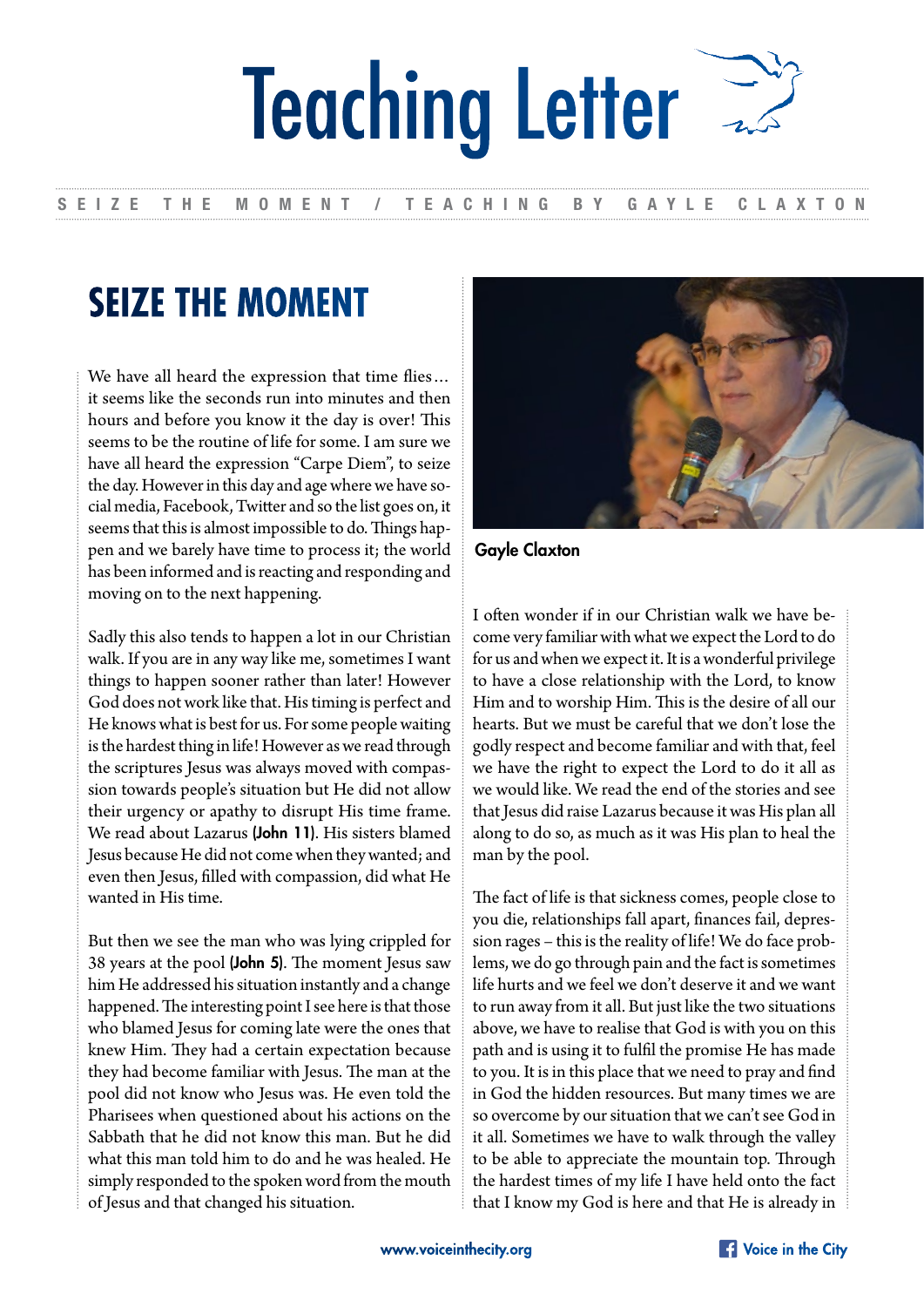SEIZE THE MOMENT / TEACHING BY GAYLE CLAXTON

# SEIZE THE MOMENT

We have all heard the expression that time flies… it seems like the seconds run into minutes and then hours and before you know it the day is over! This seems to be the routine of life for some. I am sure we have all heard the expression "Carpe Diem", to seize the day. However in this day and age where we have social media, Facebook, Twitter and so the list goes on, it seems that this is almost impossible to do. Things happen and we barely have time to process it; the world has been informed and is reacting and responding and moving on to the next happening.

Sadly this also tends to happen a lot in our Christian walk. If you are in any way like me, sometimes I want things to happen sooner rather than later! However God does not work like that. His timing is perfect and He knows what is best for us. For some people waiting is the hardest thing in life! However as we read through the scriptures Jesus was always moved with compassion towards people's situation but He did not allow their urgency or apathy to disrupt His time frame. We read about Lazarus (**John 11**). His sisters blamed Jesus because He did not come when they wanted; and even then Jesus, filled with compassion, did what He wanted in His time.

But then we see the man who was lying crippled for 38 years at the pool (**John 5**). The moment Jesus saw him He addressed his situation instantly and a change happened. The interesting point I see here is that those who blamed Jesus for coming late were the ones that knew Him. They had a certain expectation because they had become familiar with Jesus. The man at the pool did not know who Jesus was. He even told the Pharisees when questioned about his actions on the Sabbath that he did not know this man. But he did what this man told him to do and he was healed. He simply responded to the spoken word from the mouth of Jesus and that changed his situation.

Gayle Claxton

I often wonder if in our Christian walk we have become very familiar with what we expect the Lord to do for us and when we expect it. It is a wonderful privilege to have a close relationship with the Lord, to know Him and to worship Him. This is the desire of all our hearts. But we must be careful that we don't lose the godly respect and become familiar and with that, feel we have the right to expect the Lord to do it all as we would like. We read the end of the stories and see that Jesus did raise Lazarus because it was His plan all along to do so, as much as it was His plan to heal the man by the pool.

The fact of life is that sickness comes, people close to you die, relationships fall apart, finances fail, depression rages – this is the reality of life! We do face problems, we do go through pain and the fact is sometimes life hurts and we feel we don't deserve it and we want to run away from it all. But just like the two situations above, we have to realise that God is with you on this path and is using it to fulfil the promise He has made to you. It is in this place that we need to pray and find in God the hidden resources. But many times we are so overcome by our situation that we can't see God in it all. Sometimes we have to walk through the valley to be able to appreciate the mountain top. Through the hardest times of my life I have held onto the fact that I know my God is here and that He is already in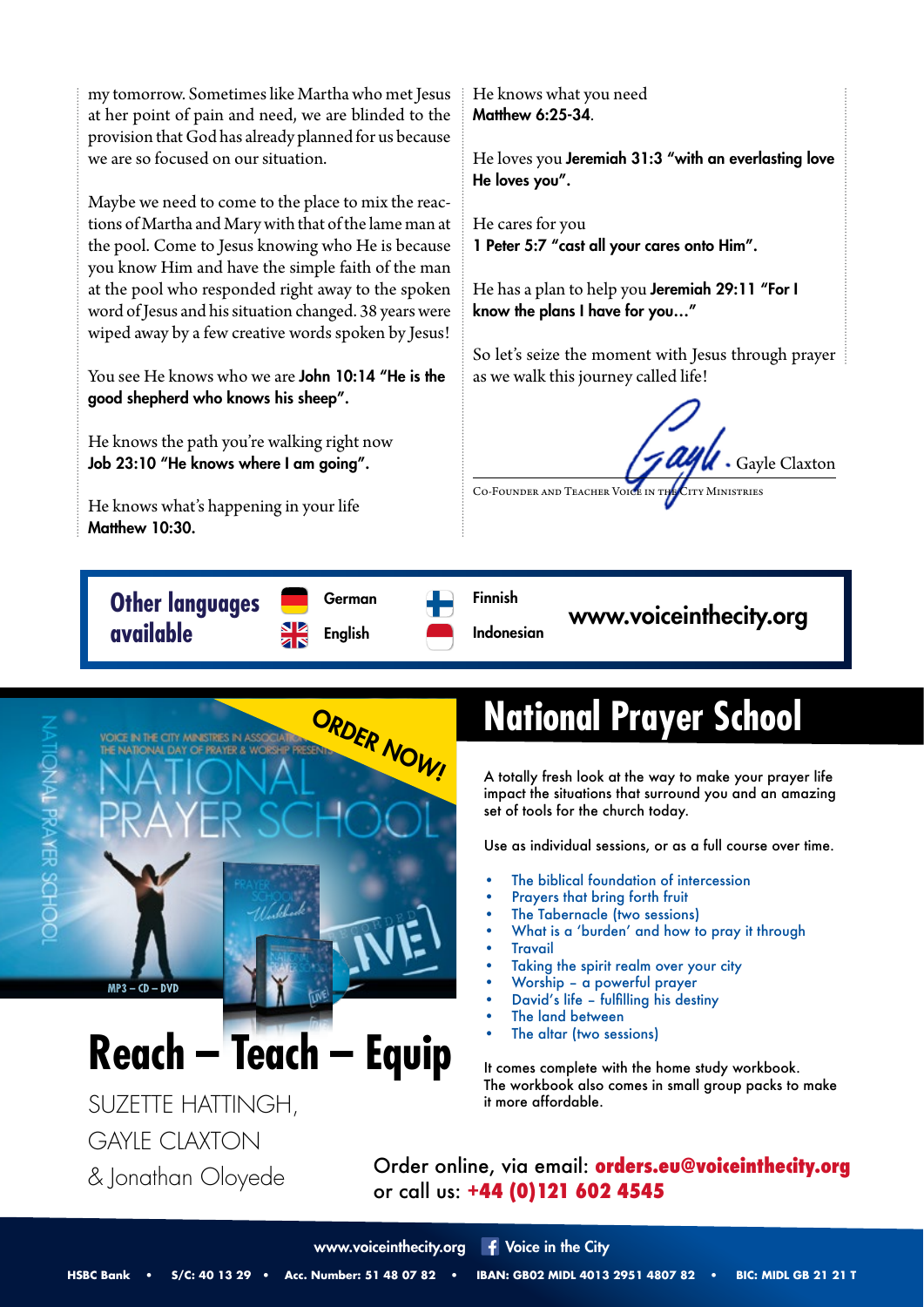my tomorrow. Sometimes like Martha who met Jesus at her point of pain and need, we are blinded to the provision that God has already planned for us because we are so focused on our situation.

Maybe we need to come to the place to mix the reactions of Martha and Mary with that of the lame man at the pool. Come to Jesus knowing who He is because you know Him and have the simple faith of the man at the pool who responded right away to the spoken word of Jesus and his situation changed. 38 years were wiped away by a few creative words spoken by Jesus!

You see He knows who we are **John 10:14 "He is the good shepherd who knows his sheep".**

He knows the path you're walking right now
**Job 23:10 "He knows where I am going".**

He knows what's happening in your life
**Matthew 10:30.**

He knows what you need
**Matthew 6:25-34.**

He loves you **Jeremiah 31:3 "with an everlasting love He loves you".**

He cares for you
**1 Peter 5:7 "cast all your cares onto Him".**

He has a plan to help you **Jeremiah 29:11 "For I know the plans I have for you…"**

So let's seize the moment with Jesus through prayer as we walk this journey called life!

Gayle • Gayle Claxton
Co-Founder and Teacher Voice in the City Ministries

**Other languages available** German, English, Finnish, Indonesian — www.voiceinthecity.org

ORDER NOW!

VOICE IN THE CITY MINISTRIES IN ASSOCIATION WITH THE NATIONAL DAY OF PRAYER & WORSHIP PRESENTS

NATIONAL PRAYER SCHOOL

MP3 – CD – DVD

# Reach – Teach – Equip

SUZETTE HATTINGH, GAYLE CLAXTON & Jonathan Oloyede

# National Prayer School

A totally fresh look at the way to make your prayer life impact the situations that surround you and an amazing set of tools for the church today.

Use as individual sessions, or as a full course over time.

- The biblical foundation of intercession
- Prayers that bring forth fruit
- The Tabernacle (two sessions)
- What is a 'burden' and how to pray it through
- Travail
- Taking the spirit realm over your city
- Worship – a powerful prayer
- David's life – fulfilling his destiny
- The land between
- The altar (two sessions)

It comes complete with the home study workbook. The workbook also comes in small group packs to make it more affordable.

Order online, via email: **orders.eu@voiceinthecity.org**
or call us: **+44 (0)121 602 4545**

www.voiceinthecity.org Voice in the City

**HSBC Bank • S/C: 40 13 29 • Acc. Number: 51 48 07 82 • IBAN: GB02 MIDL 4013 2951 4807 82 • BIC: MIDL GB 21 21 T**